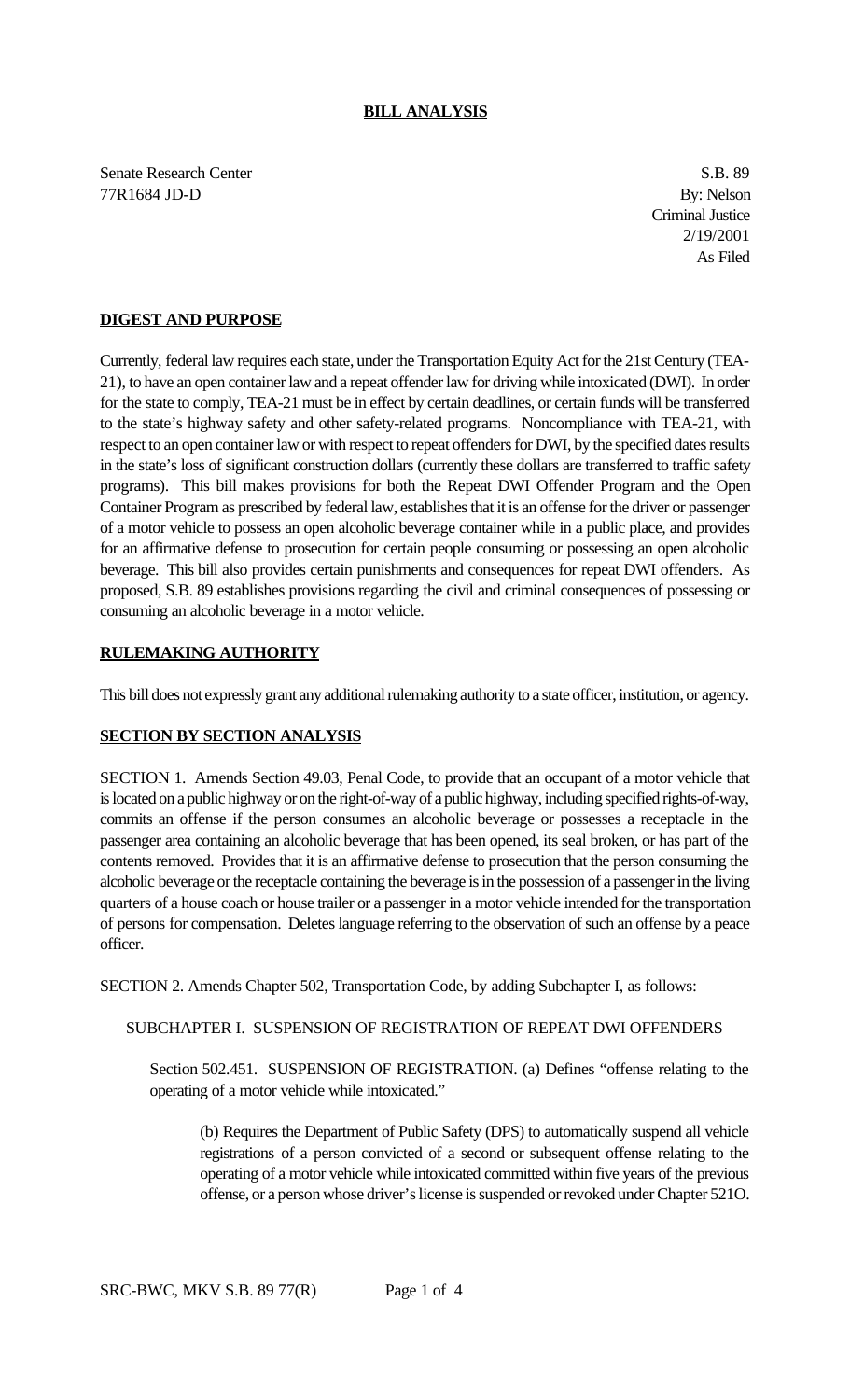# BILL ANALYSIS

Senate Research Center
77R1684 JD-D

S.B. 89
By: Nelson
Criminal Justice
2/19/2001
As Filed

## DIGEST AND PURPOSE

Currently, federal law requires each state, under the Transportation Equity Act for the 21st Century (TEA-21), to have an open container law and a repeat offender law for driving while intoxicated (DWI). In order for the state to comply, TEA-21 must be in effect by certain deadlines, or certain funds will be transferred to the state's highway safety and other safety-related programs. Noncompliance with TEA-21, with respect to an open container law or with respect to repeat offenders for DWI, by the specified dates results in the state's loss of significant construction dollars (currently these dollars are transferred to traffic safety programs). This bill makes provisions for both the Repeat DWI Offender Program and the Open Container Program as prescribed by federal law, establishes that it is an offense for the driver or passenger of a motor vehicle to possess an open alcoholic beverage container while in a public place, and provides for an affirmative defense to prosecution for certain people consuming or possessing an open alcoholic beverage. This bill also provides certain punishments and consequences for repeat DWI offenders. As proposed, S.B. 89 establishes provisions regarding the civil and criminal consequences of possessing or consuming an alcoholic beverage in a motor vehicle.

## RULEMAKING AUTHORITY

This bill does not expressly grant any additional rulemaking authority to a state officer, institution, or agency.

## SECTION BY SECTION ANALYSIS

SECTION 1. Amends Section 49.03, Penal Code, to provide that an occupant of a motor vehicle that is located on a public highway or on the right-of-way of a public highway, including specified rights-of-way, commits an offense if the person consumes an alcoholic beverage or possesses a receptacle in the passenger area containing an alcoholic beverage that has been opened, its seal broken, or has part of the contents removed. Provides that it is an affirmative defense to prosecution that the person consuming the alcoholic beverage or the receptacle containing the beverage is in the possession of a passenger in the living quarters of a house coach or house trailer or a passenger in a motor vehicle intended for the transportation of persons for compensation. Deletes language referring to the observation of such an offense by a peace officer.

SECTION 2. Amends Chapter 502, Transportation Code, by adding Subchapter I, as follows:

SUBCHAPTER I. SUSPENSION OF REGISTRATION OF REPEAT DWI OFFENDERS

Section 502.451. SUSPENSION OF REGISTRATION. (a) Defines "offense relating to the operating of a motor vehicle while intoxicated."

(b) Requires the Department of Public Safety (DPS) to automatically suspend all vehicle registrations of a person convicted of a second or subsequent offense relating to the operating of a motor vehicle while intoxicated committed within five years of the previous offense, or a person whose driver's license is suspended or revoked under Chapter 521O.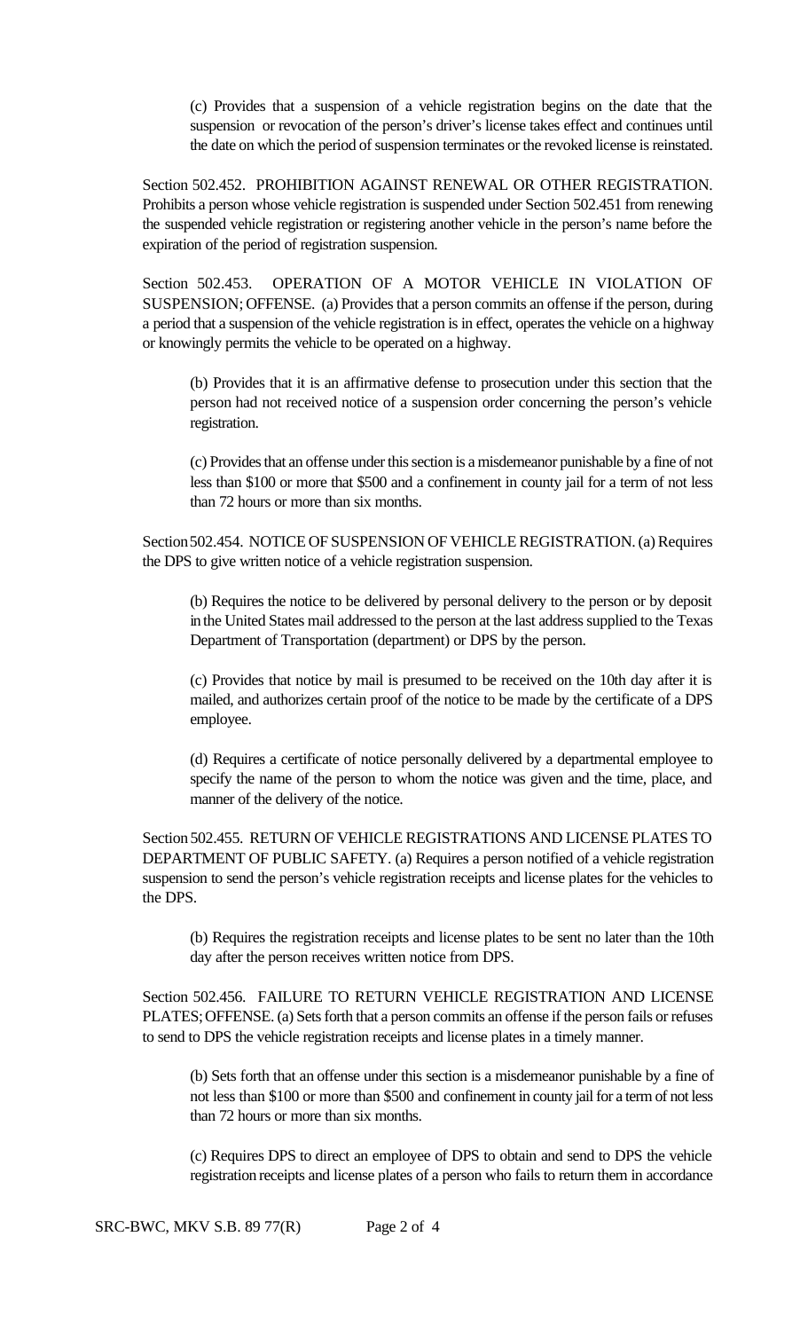(c) Provides that a suspension of a vehicle registration begins on the date that the suspension or revocation of the person's driver's license takes effect and continues until the date on which the period of suspension terminates or the revoked license is reinstated.

Section 502.452. PROHIBITION AGAINST RENEWAL OR OTHER REGISTRATION. Prohibits a person whose vehicle registration is suspended under Section 502.451 from renewing the suspended vehicle registration or registering another vehicle in the person's name before the expiration of the period of registration suspension.

Section 502.453. OPERATION OF A MOTOR VEHICLE IN VIOLATION OF SUSPENSION; OFFENSE. (a) Provides that a person commits an offense if the person, during a period that a suspension of the vehicle registration is in effect, operates the vehicle on a highway or knowingly permits the vehicle to be operated on a highway.

(b) Provides that it is an affirmative defense to prosecution under this section that the person had not received notice of a suspension order concerning the person's vehicle registration.

(c) Provides that an offense under this section is a misdemeanor punishable by a fine of not less than $100 or more that $500 and a confinement in county jail for a term of not less than 72 hours or more than six months.

Section 502.454. NOTICE OF SUSPENSION OF VEHICLE REGISTRATION. (a) Requires the DPS to give written notice of a vehicle registration suspension.

(b) Requires the notice to be delivered by personal delivery to the person or by deposit in the United States mail addressed to the person at the last address supplied to the Texas Department of Transportation (department) or DPS by the person.

(c) Provides that notice by mail is presumed to be received on the 10th day after it is mailed, and authorizes certain proof of the notice to be made by the certificate of a DPS employee.

(d) Requires a certificate of notice personally delivered by a departmental employee to specify the name of the person to whom the notice was given and the time, place, and manner of the delivery of the notice.

Section 502.455. RETURN OF VEHICLE REGISTRATIONS AND LICENSE PLATES TO DEPARTMENT OF PUBLIC SAFETY. (a) Requires a person notified of a vehicle registration suspension to send the person's vehicle registration receipts and license plates for the vehicles to the DPS.

(b) Requires the registration receipts and license plates to be sent no later than the 10th day after the person receives written notice from DPS.

Section 502.456. FAILURE TO RETURN VEHICLE REGISTRATION AND LICENSE PLATES; OFFENSE. (a) Sets forth that a person commits an offense if the person fails or refuses to send to DPS the vehicle registration receipts and license plates in a timely manner.

(b) Sets forth that an offense under this section is a misdemeanor punishable by a fine of not less than $100 or more than $500 and confinement in county jail for a term of not less than 72 hours or more than six months.

(c) Requires DPS to direct an employee of DPS to obtain and send to DPS the vehicle registration receipts and license plates of a person who fails to return them in accordance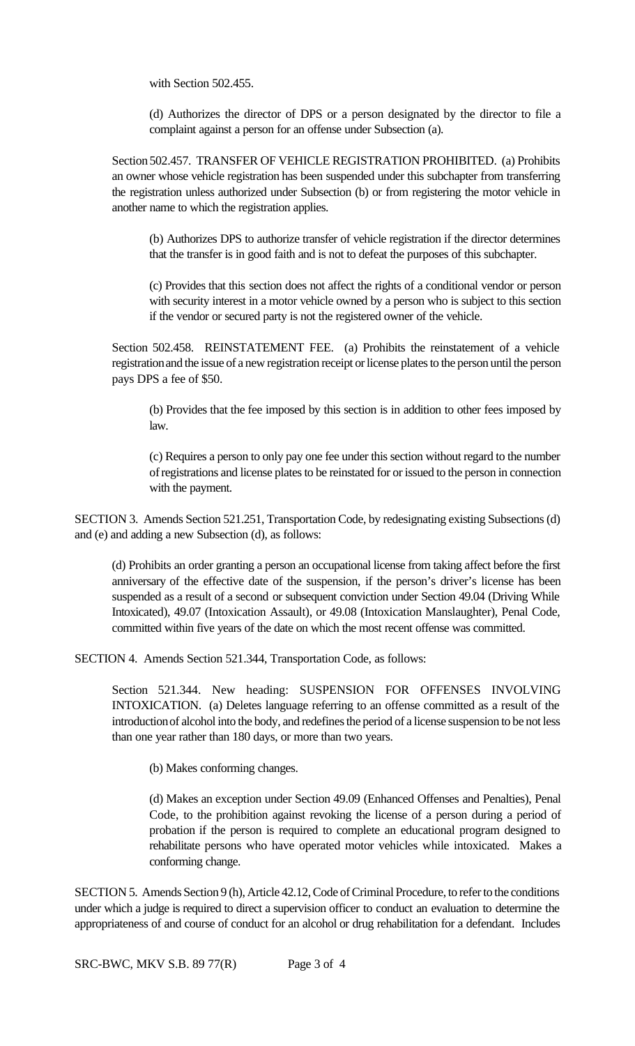with Section 502.455.

(d) Authorizes the director of DPS or a person designated by the director to file a complaint against a person for an offense under Subsection (a).

Section 502.457. TRANSFER OF VEHICLE REGISTRATION PROHIBITED. (a) Prohibits an owner whose vehicle registration has been suspended under this subchapter from transferring the registration unless authorized under Subsection (b) or from registering the motor vehicle in another name to which the registration applies.

(b) Authorizes DPS to authorize transfer of vehicle registration if the director determines that the transfer is in good faith and is not to defeat the purposes of this subchapter.

(c) Provides that this section does not affect the rights of a conditional vendor or person with security interest in a motor vehicle owned by a person who is subject to this section if the vendor or secured party is not the registered owner of the vehicle.

Section 502.458. REINSTATEMENT FEE. (a) Prohibits the reinstatement of a vehicle registration and the issue of a new registration receipt or license plates to the person until the person pays DPS a fee of $50.

(b) Provides that the fee imposed by this section is in addition to other fees imposed by law.

(c) Requires a person to only pay one fee under this section without regard to the number of registrations and license plates to be reinstated for or issued to the person in connection with the payment.

SECTION 3. Amends Section 521.251, Transportation Code, by redesignating existing Subsections (d) and (e) and adding a new Subsection (d), as follows:

(d) Prohibits an order granting a person an occupational license from taking affect before the first anniversary of the effective date of the suspension, if the person's driver's license has been suspended as a result of a second or subsequent conviction under Section 49.04 (Driving While Intoxicated), 49.07 (Intoxication Assault), or 49.08 (Intoxication Manslaughter), Penal Code, committed within five years of the date on which the most recent offense was committed.

SECTION 4. Amends Section 521.344, Transportation Code, as follows:

Section 521.344. New heading: SUSPENSION FOR OFFENSES INVOLVING INTOXICATION. (a) Deletes language referring to an offense committed as a result of the introduction of alcohol into the body, and redefines the period of a license suspension to be not less than one year rather than 180 days, or more than two years.

(b) Makes conforming changes.

(d) Makes an exception under Section 49.09 (Enhanced Offenses and Penalties), Penal Code, to the prohibition against revoking the license of a person during a period of probation if the person is required to complete an educational program designed to rehabilitate persons who have operated motor vehicles while intoxicated. Makes a conforming change.

SECTION 5. Amends Section 9 (h), Article 42.12, Code of Criminal Procedure, to refer to the conditions under which a judge is required to direct a supervision officer to conduct an evaluation to determine the appropriateness of and course of conduct for an alcohol or drug rehabilitation for a defendant. Includes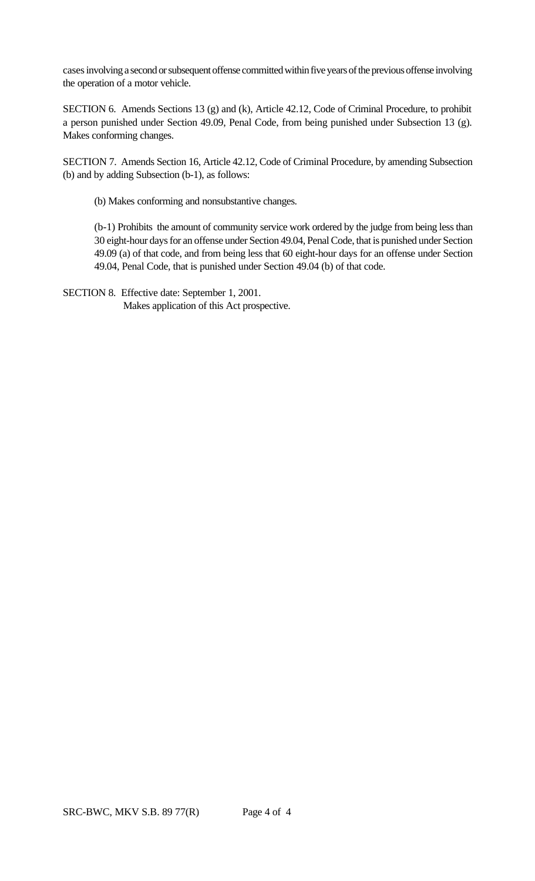cases involving a second or subsequent offense committed within five years of the previous offense involving the operation of a motor vehicle.

SECTION 6. Amends Sections 13 (g) and (k), Article 42.12, Code of Criminal Procedure, to prohibit a person punished under Section 49.09, Penal Code, from being punished under Subsection 13 (g). Makes conforming changes.

SECTION 7. Amends Section 16, Article 42.12, Code of Criminal Procedure, by amending Subsection (b) and by adding Subsection (b-1), as follows:

> (b) Makes conforming and nonsubstantive changes.
>
> (b-1) Prohibits the amount of community service work ordered by the judge from being less than 30 eight-hour days for an offense under Section 49.04, Penal Code, that is punished under Section 49.09 (a) of that code, and from being less that 60 eight-hour days for an offense under Section 49.04, Penal Code, that is punished under Section 49.04 (b) of that code.

SECTION 8. Effective date: September 1, 2001.
Makes application of this Act prospective.